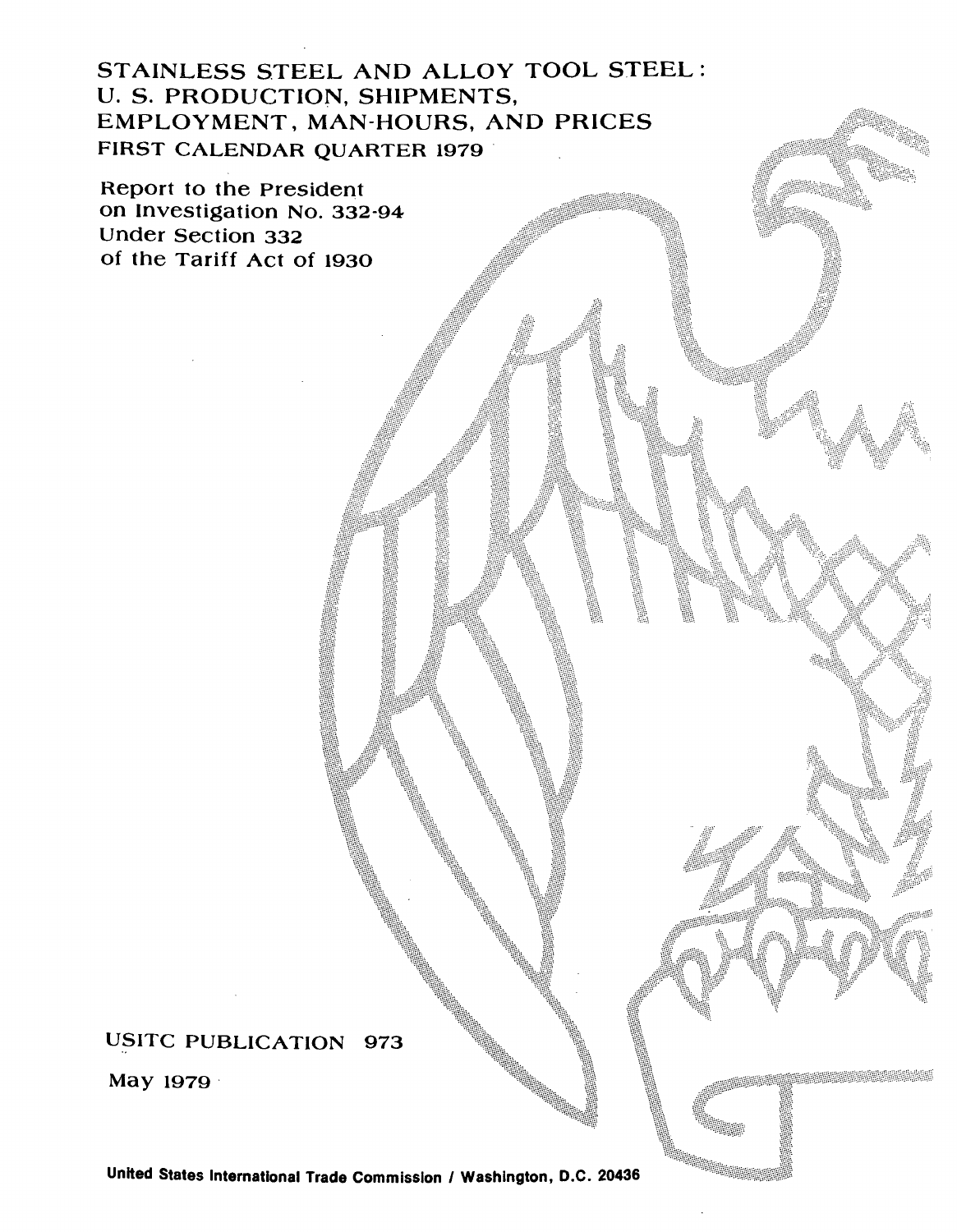# STAINLESS STEEL AND ALLOY TOOL STEEL: U. S. PRODUCTION, SHIPMENTS, EMPLOYMENT, MAN-HOURS, AND PRICES

## FIRST CALENDAR QUARTER 1979

Report to the President
on Investigation No. 332-94
Under Section 332
of the Tariff Act of 1930

USITC PUBLICATION 973

May 1979

United States International Trade Commission / Washington, D.C. 20436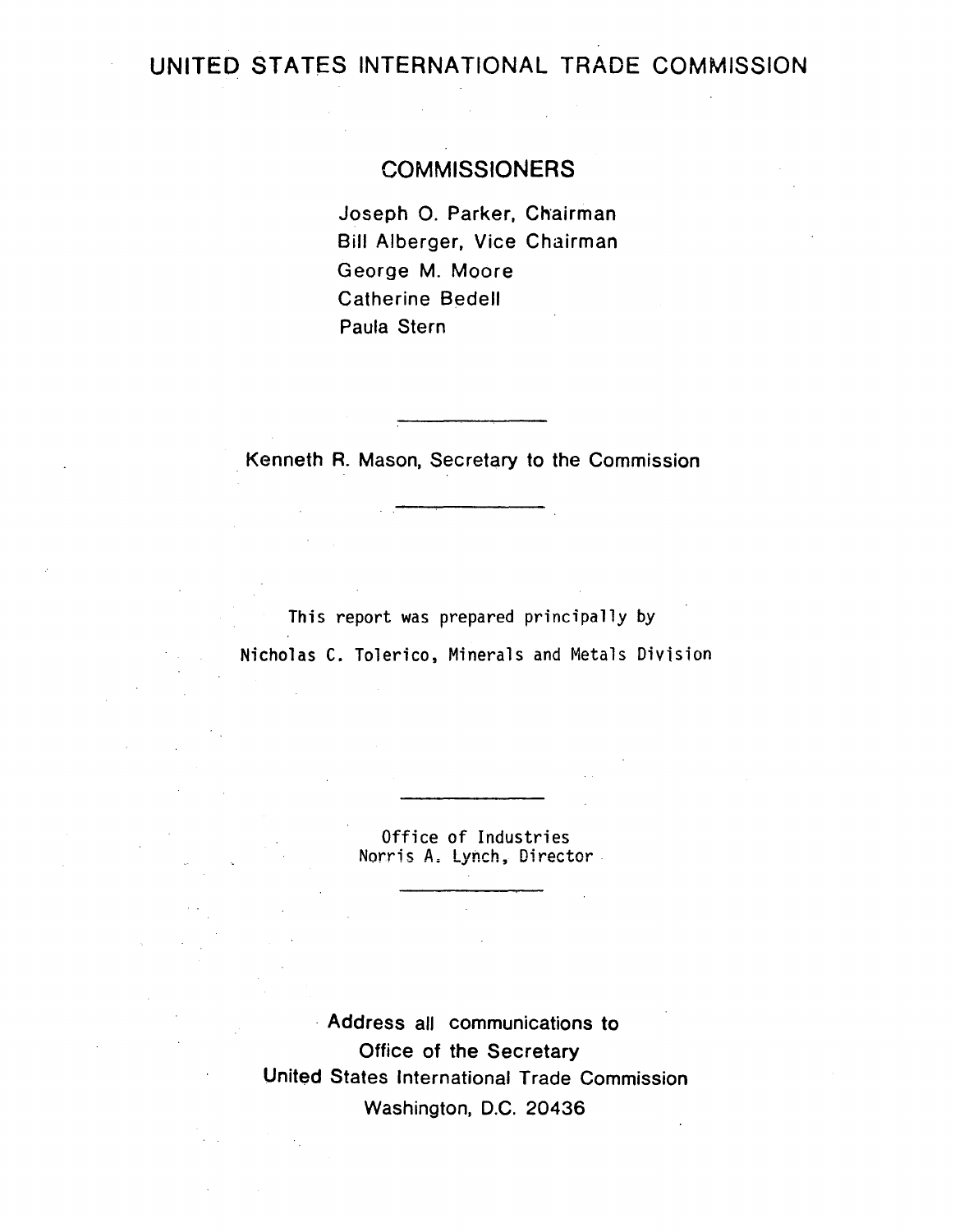# UNITED STATES INTERNATIONAL TRADE COMMISSION

## COMMISSIONERS

Joseph O. Parker, Chairman
Bill Alberger, Vice Chairman
George M. Moore
Catherine Bedell
Paula Stern

---

Kenneth R. Mason, Secretary to the Commission

---

This report was prepared principally by
Nicholas C. Tolerico, Minerals and Metals Division

---

Office of Industries
Norris A. Lynch, Director

---

Address all communications to
Office of the Secretary
United States International Trade Commission
Washington, D.C. 20436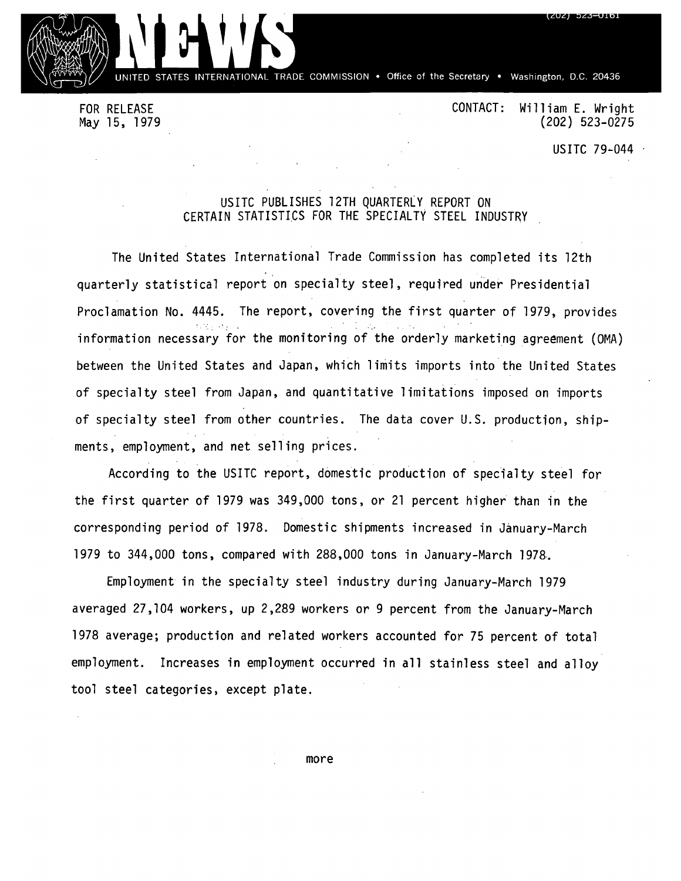# NEWS

UNITED STATES INTERNATIONAL TRADE COMMISSION • Office of the Secretary • Washington, D.C. 20436

(202) 523-0161

FOR RELEASE
May 15, 1979

CONTACT: William E. Wright
(202) 523-0275

USITC 79-044

## USITC PUBLISHES 12TH QUARTERLY REPORT ON CERTAIN STATISTICS FOR THE SPECIALTY STEEL INDUSTRY

The United States International Trade Commission has completed its 12th quarterly statistical report on specialty steel, required under Presidential Proclamation No. 4445. The report, covering the first quarter of 1979, provides information necessary for the monitoring of the orderly marketing agreement (OMA) between the United States and Japan, which limits imports into the United States of specialty steel from Japan, and quantitative limitations imposed on imports of specialty steel from other countries. The data cover U.S. production, shipments, employment, and net selling prices.

According to the USITC report, domestic production of specialty steel for the first quarter of 1979 was 349,000 tons, or 21 percent higher than in the corresponding period of 1978. Domestic shipments increased in January-March 1979 to 344,000 tons, compared with 288,000 tons in January-March 1978.

Employment in the specialty steel industry during January-March 1979 averaged 27,104 workers, up 2,289 workers or 9 percent from the January-March 1978 average; production and related workers accounted for 75 percent of total employment. Increases in employment occurred in all stainless steel and alloy tool steel categories, except plate.

more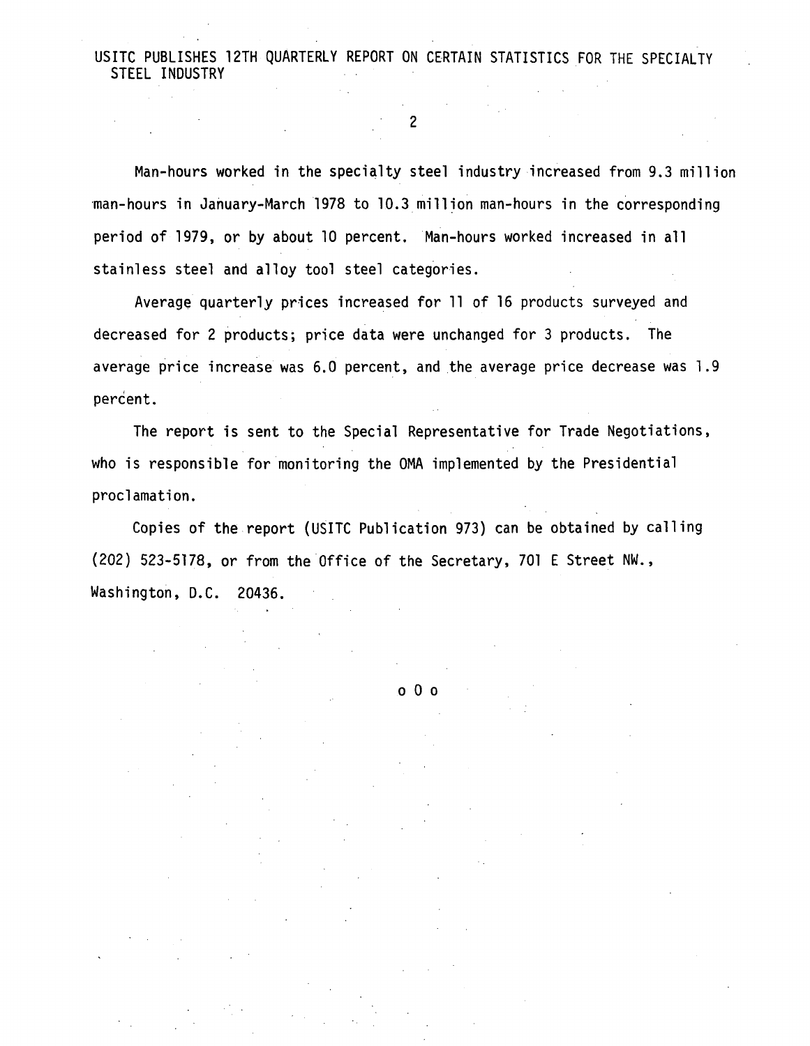Man-hours worked in the specialty steel industry increased from 9.3 million man-hours in January-March 1978 to 10.3 million man-hours in the corresponding period of 1979, or by about 10 percent. Man-hours worked increased in all stainless steel and alloy tool steel categories.

Average quarterly prices increased for 11 of 16 products surveyed and decreased for 2 products; price data were unchanged for 3 products. The average price increase was 6.0 percent, and the average price decrease was 1.9 percent.

The report is sent to the Special Representative for Trade Negotiations, who is responsible for monitoring the OMA implemented by the Presidential proclamation.

Copies of the report (USITC Publication 973) can be obtained by calling (202) 523-5178, or from the Office of the Secretary, 701 E Street NW., Washington, D.C. 20436.

o 0 o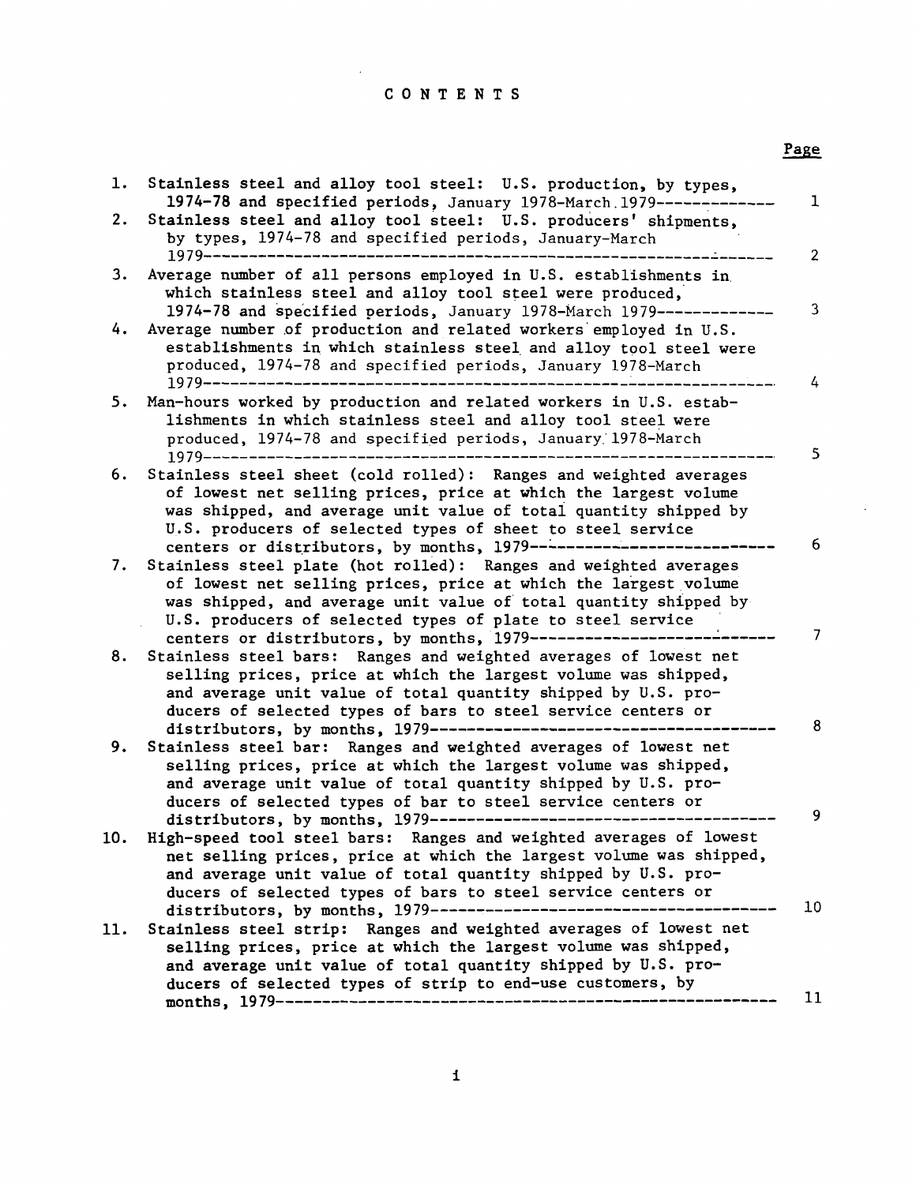# CONTENTS

| | | Page |
|---|---|---|
| 1. | Stainless steel and alloy tool steel: U.S. production, by types, 1974-78 and specified periods, January 1978-March 1979 | 1 |
| 2. | Stainless steel and alloy tool steel: U.S. producers' shipments, by types, 1974-78 and specified periods, January-March 1979 | 2 |
| 3. | Average number of all persons employed in U.S. establishments in which stainless steel and alloy tool steel were produced, 1974-78 and specified periods, January 1978-March 1979 | 3 |
| 4. | Average number of production and related workers employed in U.S. establishments in which stainless steel and alloy tool steel were produced, 1974-78 and specified periods, January 1978-March 1979 | 4 |
| 5. | Man-hours worked by production and related workers in U.S. establishments in which stainless steel and alloy tool steel were produced, 1974-78 and specified periods, January 1978-March 1979 | 5 |
| 6. | Stainless steel sheet (cold rolled): Ranges and weighted averages of lowest net selling prices, price at which the largest volume was shipped, and average unit value of total quantity shipped by U.S. producers of selected types of sheet to steel service centers or distributors, by months, 1979 | 6 |
| 7. | Stainless steel plate (hot rolled): Ranges and weighted averages of lowest net selling prices, price at which the largest volume was shipped, and average unit value of total quantity shipped by U.S. producers of selected types of plate to steel service centers or distributors, by months, 1979 | 7 |
| 8. | Stainless steel bars: Ranges and weighted averages of lowest net selling prices, price at which the largest volume was shipped, and average unit value of total quantity shipped by U.S. producers of selected types of bars to steel service centers or distributors, by months, 1979 | 8 |
| 9. | Stainless steel bar: Ranges and weighted averages of lowest net selling prices, price at which the largest volume was shipped, and average unit value of total quantity shipped by U.S. producers of selected types of bar to steel service centers or distributors, by months, 1979 | 9 |
| 10. | High-speed tool steel bars: Ranges and weighted averages of lowest net selling prices, price at which the largest volume was shipped, and average unit value of total quantity shipped by U.S. producers of selected types of bars to steel service centers or distributors, by months, 1979 | 10 |
| 11. | Stainless steel strip: Ranges and weighted averages of lowest net selling prices, price at which the largest volume was shipped, and average unit value of total quantity shipped by U.S. producers of selected types of strip to end-use customers, by months, 1979 | 11 |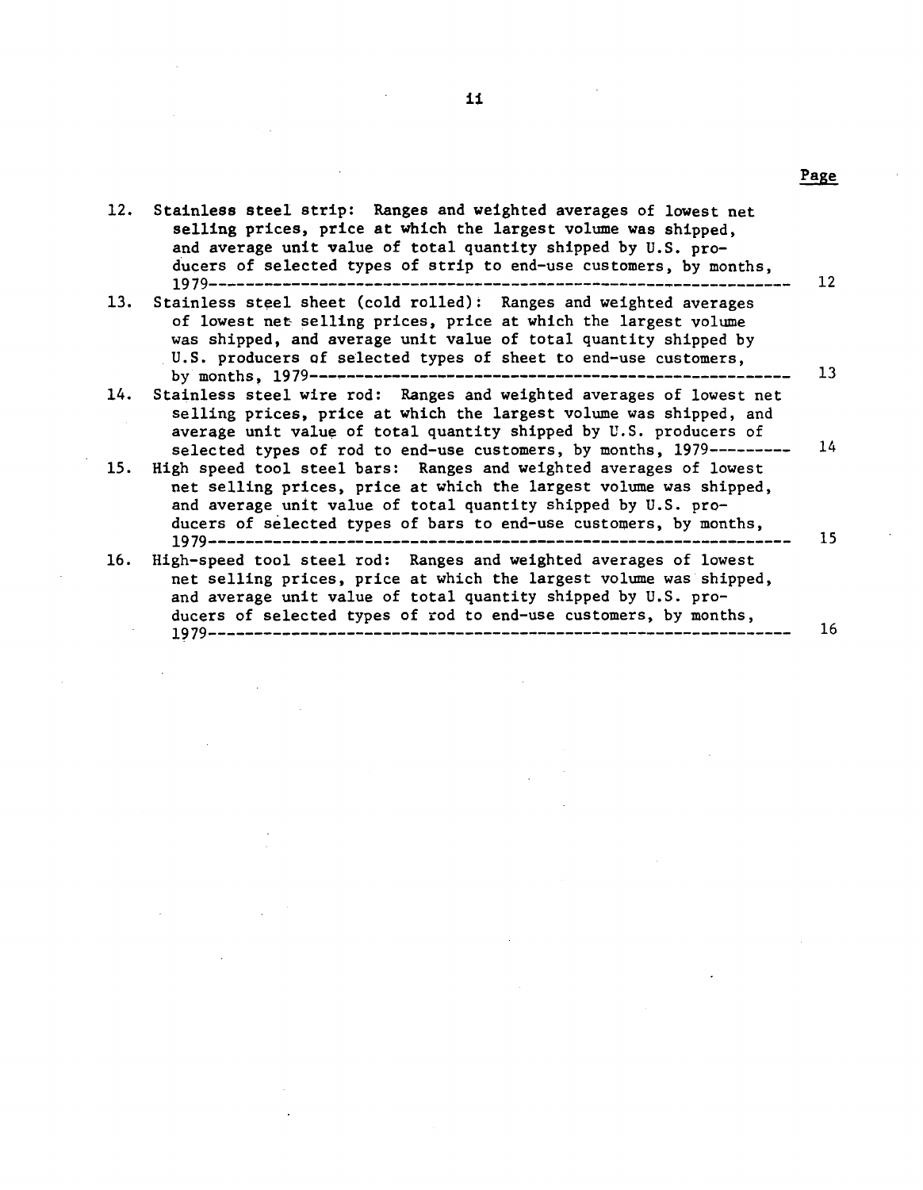Page

12. Stainless steel strip: Ranges and weighted averages of lowest net selling prices, price at which the largest volume was shipped, and average unit value of total quantity shipped by U.S. producers of selected types of strip to end-use customers, by months, 1979---------------------------------------------------------------- 12
13. Stainless steel sheet (cold rolled): Ranges and weighted averages of lowest net selling prices, price at which the largest volume was shipped, and average unit value of total quantity shipped by U.S. producers of selected types of sheet to end-use customers, by months, 1979------------------------------------------------------- 13
14. Stainless steel wire rod: Ranges and weighted averages of lowest net selling prices, price at which the largest volume was shipped, and average unit value of total quantity shipped by U.S. producers of selected types of rod to end-use customers, by months, 1979--------- 14
15. High speed tool steel bars: Ranges and weighted averages of lowest net selling prices, price at which the largest volume was shipped, and average unit value of total quantity shipped by U.S. producers of selected types of bars to end-use customers, by months, 1979---------------------------------------------------------------- 15
16. High-speed tool steel rod: Ranges and weighted averages of lowest net selling prices, price at which the largest volume was shipped, and average unit value of total quantity shipped by U.S. producers of selected types of rod to end-use customers, by months, 1979---------------------------------------------------------------- 16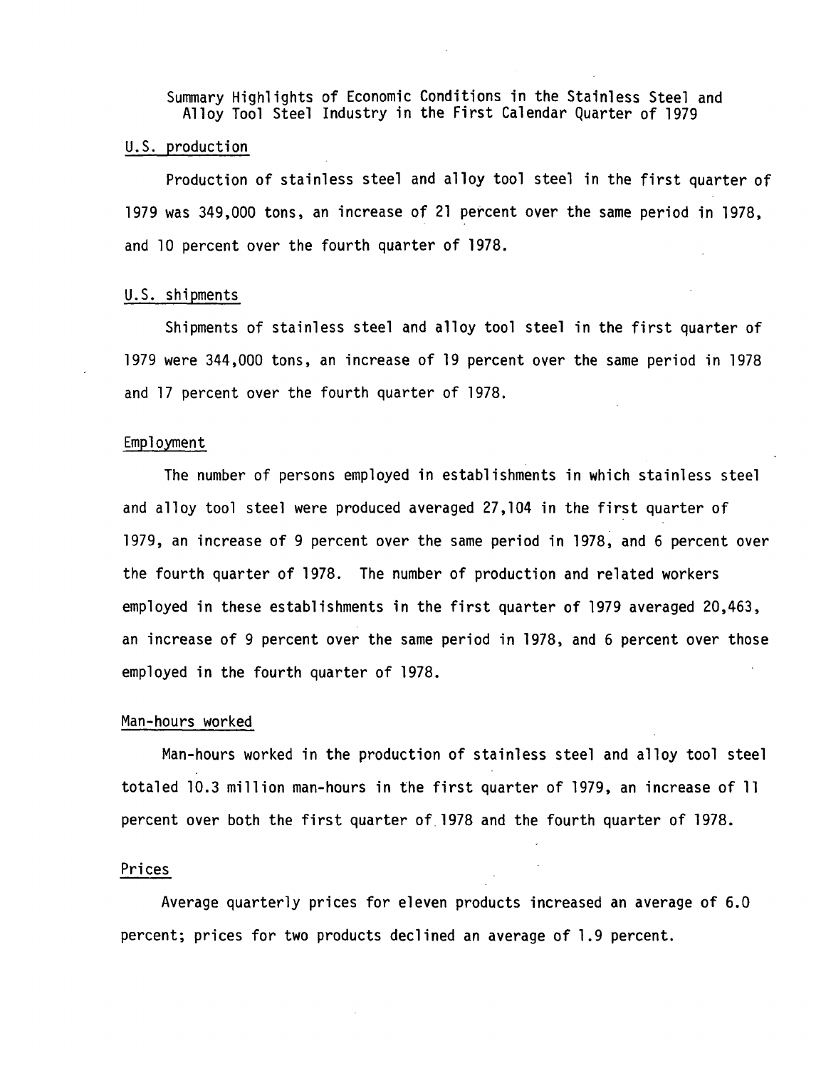# Summary Highlights of Economic Conditions in the Stainless Steel and Alloy Tool Steel Industry in the First Calendar Quarter of 1979

## U.S. production

Production of stainless steel and alloy tool steel in the first quarter of 1979 was 349,000 tons, an increase of 21 percent over the same period in 1978, and 10 percent over the fourth quarter of 1978.

## U.S. shipments

Shipments of stainless steel and alloy tool steel in the first quarter of 1979 were 344,000 tons, an increase of 19 percent over the same period in 1978 and 17 percent over the fourth quarter of 1978.

## Employment

The number of persons employed in establishments in which stainless steel and alloy tool steel were produced averaged 27,104 in the first quarter of 1979, an increase of 9 percent over the same period in 1978, and 6 percent over the fourth quarter of 1978. The number of production and related workers employed in these establishments in the first quarter of 1979 averaged 20,463, an increase of 9 percent over the same period in 1978, and 6 percent over those employed in the fourth quarter of 1978.

## Man-hours worked

Man-hours worked in the production of stainless steel and alloy tool steel totaled 10.3 million man-hours in the first quarter of 1979, an increase of 11 percent over both the first quarter of 1978 and the fourth quarter of 1978.

## Prices

Average quarterly prices for eleven products increased an average of 6.0 percent; prices for two products declined an average of 1.9 percent.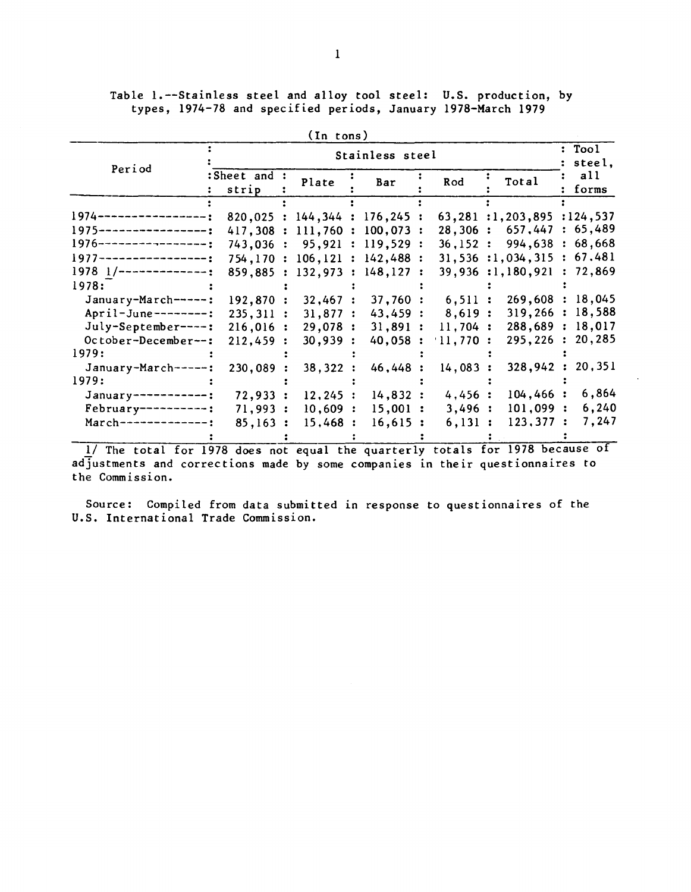Table 1.--Stainless steel and alloy tool steel: U.S. production, by types, 1974-78 and specified periods, January 1978-March 1979

(In tons)

| Period | Stainless steel | | | | | Tool steel, all forms |
|---|---|---|---|---|---|---|
| | Sheet and strip | Plate | Bar | Rod | Total | |
| 1974 | 820,025 | 144,344 | 176,245 | 63,281 | 1,203,895 | 124,537 |
| 1975 | 417,308 | 111,760 | 100,073 | 28,306 | 657,447 | 65,489 |
| 1976 | 743,036 | 95,921 | 119,529 | 36,152 | 994,638 | 68,668 |
| 1977 | 754,170 | 106,121 | 142,488 | 31,536 | 1,034,315 | 67,481 |
| 1978 1/ | 859,885 | 132,973 | 148,127 | 39,936 | 1,180,921 | 72,869 |
| 1978: | | | | | | |
| January-March | 192,870 | 32,467 | 37,760 | 6,511 | 269,608 | 18,045 |
| April-June | 235,311 | 31,877 | 43,459 | 8,619 | 319,266 | 18,588 |
| July-September | 216,016 | 29,078 | 31,891 | 11,704 | 288,689 | 18,017 |
| October-December | 212,459 | 30,939 | 40,058 | 11,770 | 295,226 | 20,285 |
| 1979: | | | | | | |
| January-March | 230,089 | 38,322 | 46,448 | 14,083 | 328,942 | 20,351 |
| 1979: | | | | | | |
| January | 72,933 | 12,245 | 14,832 | 4,456 | 104,466 | 6,864 |
| February | 71,993 | 10,609 | 15,001 | 3,496 | 101,099 | 6,240 |
| March | 85,163 | 15,468 | 16,615 | 6,131 | 123,377 | 7,247 |

1/ The total for 1978 does not equal the quarterly totals for 1978 because of adjustments and corrections made by some companies in their questionnaires to the Commission.

Source: Compiled from data submitted in response to questionnaires of the U.S. International Trade Commission.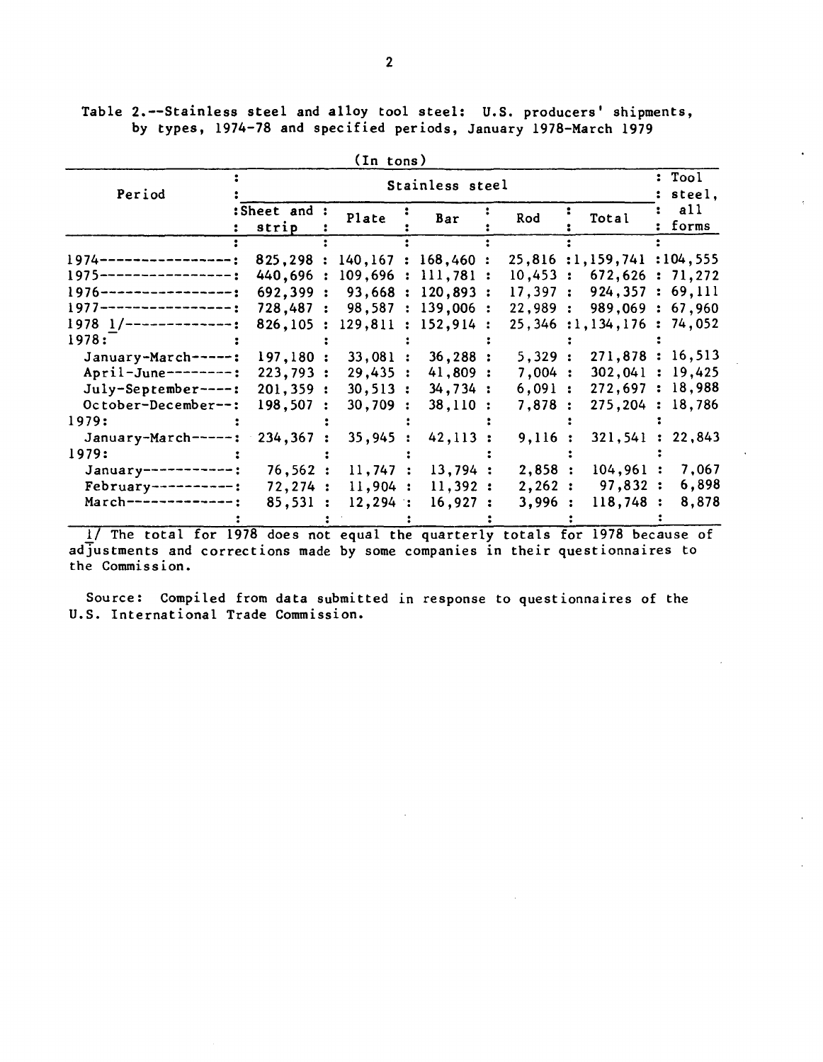Table 2.--Stainless steel and alloy tool steel: U.S. producers' shipments, by types, 1974-78 and specified periods, January 1978-March 1979

(In tons)

| Period | Stainless steel | | | | | Tool steel, all forms |
|---|---|---|---|---|---|---|
| | Sheet and strip | Plate | Bar | Rod | Total | |
| 1974 | 825,298 | 140,167 | 168,460 | 25,816 | 1,159,741 | 104,555 |
| 1975 | 440,696 | 109,696 | 111,781 | 10,453 | 672,626 | 71,272 |
| 1976 | 692,399 | 93,668 | 120,893 | 17,397 | 924,357 | 69,111 |
| 1977 | 728,487 | 98,587 | 139,006 | 22,989 | 989,069 | 67,960 |
| 1978 1/ | 826,105 | 129,811 | 152,914 | 25,346 | 1,134,176 | 74,052 |
| 1978: | | | | | | |
| January-March | 197,180 | 33,081 | 36,288 | 5,329 | 271,878 | 16,513 |
| April-June | 223,793 | 29,435 | 41,809 | 7,004 | 302,041 | 19,425 |
| July-September | 201,359 | 30,513 | 34,734 | 6,091 | 272,697 | 18,988 |
| October-December | 198,507 | 30,709 | 38,110 | 7,878 | 275,204 | 18,786 |
| 1979: | | | | | | |
| January-March | 234,367 | 35,945 | 42,113 | 9,116 | 321,541 | 22,843 |
| 1979: | | | | | | |
| January | 76,562 | 11,747 | 13,794 | 2,858 | 104,961 | 7,067 |
| February | 72,274 | 11,904 | 11,392 | 2,262 | 97,832 | 6,898 |
| March | 85,531 | 12,294 | 16,927 | 3,996 | 118,748 | 8,878 |

1/ The total for 1978 does not equal the quarterly totals for 1978 because of adjustments and corrections made by some companies in their questionnaires to the Commission.

Source: Compiled from data submitted in response to questionnaires of the U.S. International Trade Commission.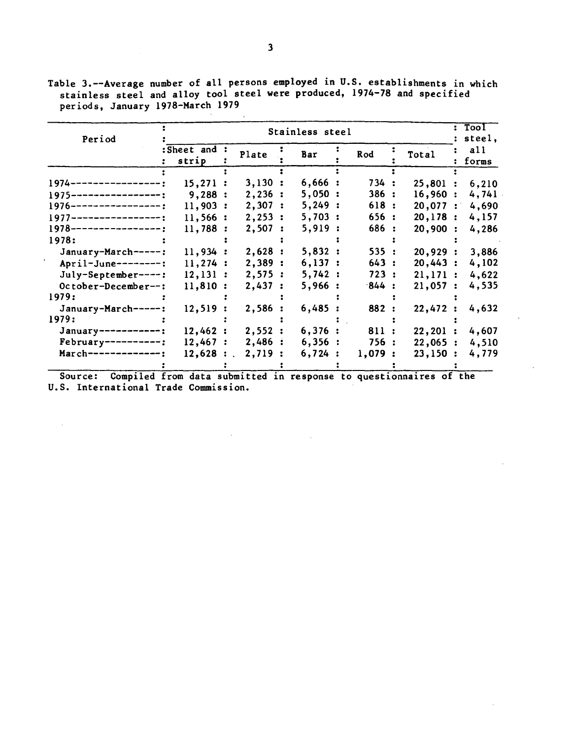Table 3.--Average number of all persons employed in U.S. establishments in which stainless steel and alloy tool steel were produced, 1974-78 and specified periods, January 1978-March 1979

| Period | Stainless steel | | | | | Tool steel, all forms |
|---|---|---|---|---|---|---|
| | Sheet and strip | Plate | Bar | Rod | Total | |
| 1974 | 15,271 | 3,130 | 6,666 | 734 | 25,801 | 6,210 |
| 1975 | 9,288 | 2,236 | 5,050 | 386 | 16,960 | 4,741 |
| 1976 | 11,903 | 2,307 | 5,249 | 618 | 20,077 | 4,690 |
| 1977 | 11,566 | 2,253 | 5,703 | 656 | 20,178 | 4,157 |
| 1978 | 11,788 | 2,507 | 5,919 | 686 | 20,900 | 4,286 |
| 1978: | | | | | | |
| January-March | 11,934 | 2,628 | 5,832 | 535 | 20,929 | 3,886 |
| April-June | 11,274 | 2,389 | 6,137 | 643 | 20,443 | 4,102 |
| July-September | 12,131 | 2,575 | 5,742 | 723 | 21,171 | 4,622 |
| October-December | 11,810 | 2,437 | 5,966 | 844 | 21,057 | 4,535 |
| 1979: | | | | | | |
| January-March | 12,519 | 2,586 | 6,485 | 882 | 22,472 | 4,632 |
| 1979: | | | | | | |
| January | 12,462 | 2,552 | 6,376 | 811 | 22,201 | 4,607 |
| February | 12,467 | 2,486 | 6,356 | 756 | 22,065 | 4,510 |
| March | 12,628 | 2,719 | 6,724 | 1,079 | 23,150 | 4,779 |

Source: Compiled from data submitted in response to questionnaires of the U.S. International Trade Commission.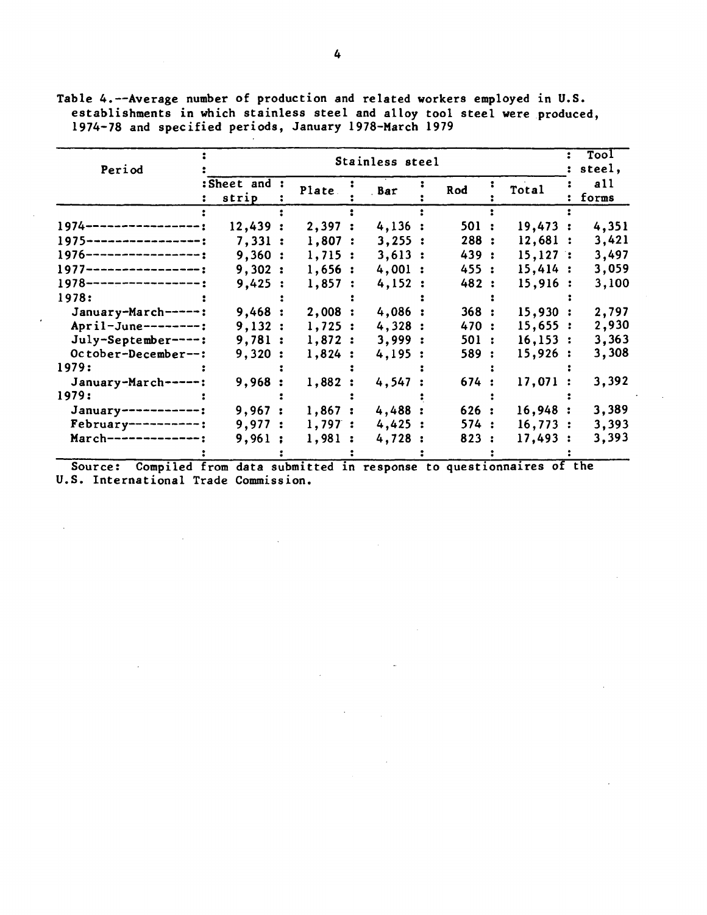Table 4.--Average number of production and related workers employed in U.S. establishments in which stainless steel and alloy tool steel were produced, 1974-78 and specified periods, January 1978-March 1979

| Period | Stainless steel | | | | | Tool steel, |
|---|---|---|---|---|---|---|
| | Sheet and strip | Plate | Bar | Rod | Total | all forms |
| 1974 | 12,439 | 2,397 | 4,136 | 501 | 19,473 | 4,351 |
| 1975 | 7,331 | 1,807 | 3,255 | 288 | 12,681 | 3,421 |
| 1976 | 9,360 | 1,715 | 3,613 | 439 | 15,127 | 3,497 |
| 1977 | 9,302 | 1,656 | 4,001 | 455 | 15,414 | 3,059 |
| 1978 | 9,425 | 1,857 | 4,152 | 482 | 15,916 | 3,100 |
| 1978: | | | | | | |
| January-March | 9,468 | 2,008 | 4,086 | 368 | 15,930 | 2,797 |
| April-June | 9,132 | 1,725 | 4,328 | 470 | 15,655 | 2,930 |
| July-September | 9,781 | 1,872 | 3,999 | 501 | 16,153 | 3,363 |
| October-December | 9,320 | 1,824 | 4,195 | 589 | 15,926 | 3,308 |
| 1979: | | | | | | |
| January-March | 9,968 | 1,882 | 4,547 | 674 | 17,071 | 3,392 |
| 1979: | | | | | | |
| January | 9,967 | 1,867 | 4,488 | 626 | 16,948 | 3,389 |
| February | 9,977 | 1,797 | 4,425 | 574 | 16,773 | 3,393 |
| March | 9,961 | 1,981 | 4,728 | 823 | 17,493 | 3,393 |

Source: Compiled from data submitted in response to questionnaires of the U.S. International Trade Commission.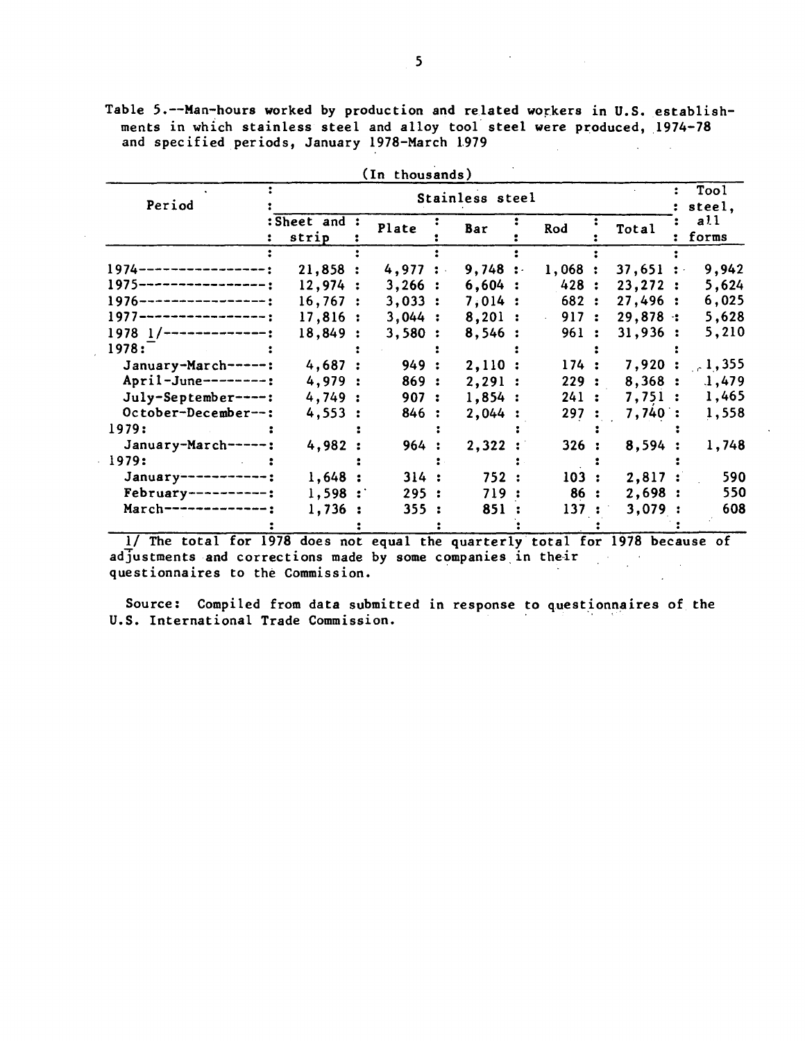Table 5.--Man-hours worked by production and related workers in U.S. establishments in which stainless steel and alloy tool steel were produced, 1974-78 and specified periods, January 1978-March 1979

(In thousands)

| Period | Stainless steel | | | | | Tool steel, all forms |
|---|---|---|---|---|---|---|
| | Sheet and strip | Plate | Bar | Rod | Total | |
| 1974 | 21,858 | 4,977 | 9,748 | 1,068 | 37,651 | 9,942 |
| 1975 | 12,974 | 3,266 | 6,604 | 428 | 23,272 | 5,624 |
| 1976 | 16,767 | 3,033 | 7,014 | 682 | 27,496 | 6,025 |
| 1977 | 17,816 | 3,044 | 8,201 | 917 | 29,878 | 5,628 |
| 1978 1/ | 18,849 | 3,580 | 8,546 | 961 | 31,936 | 5,210 |
| 1978: | | | | | | |
| January-March | 4,687 | 949 | 2,110 | 174 | 7,920 | 1,355 |
| April-June | 4,979 | 869 | 2,291 | 229 | 8,368 | 1,479 |
| July-September | 4,749 | 907 | 1,854 | 241 | 7,751 | 1,465 |
| October-December | 4,553 | 846 | 2,044 | 297 | 7,740 | 1,558 |
| 1979: | | | | | | |
| January-March | 4,982 | 964 | 2,322 | 326 | 8,594 | 1,748 |
| 1979: | | | | | | |
| January | 1,648 | 314 | 752 | 103 | 2,817 | 590 |
| February | 1,598 | 295 | 719 | 86 | 2,698 | 550 |
| March | 1,736 | 355 | 851 | 137 | 3,079 | 608 |

1/ The total for 1978 does not equal the quarterly total for 1978 because of adjustments and corrections made by some companies in their questionnaires to the Commission.

Source: Compiled from data submitted in response to questionnaires of the U.S. International Trade Commission.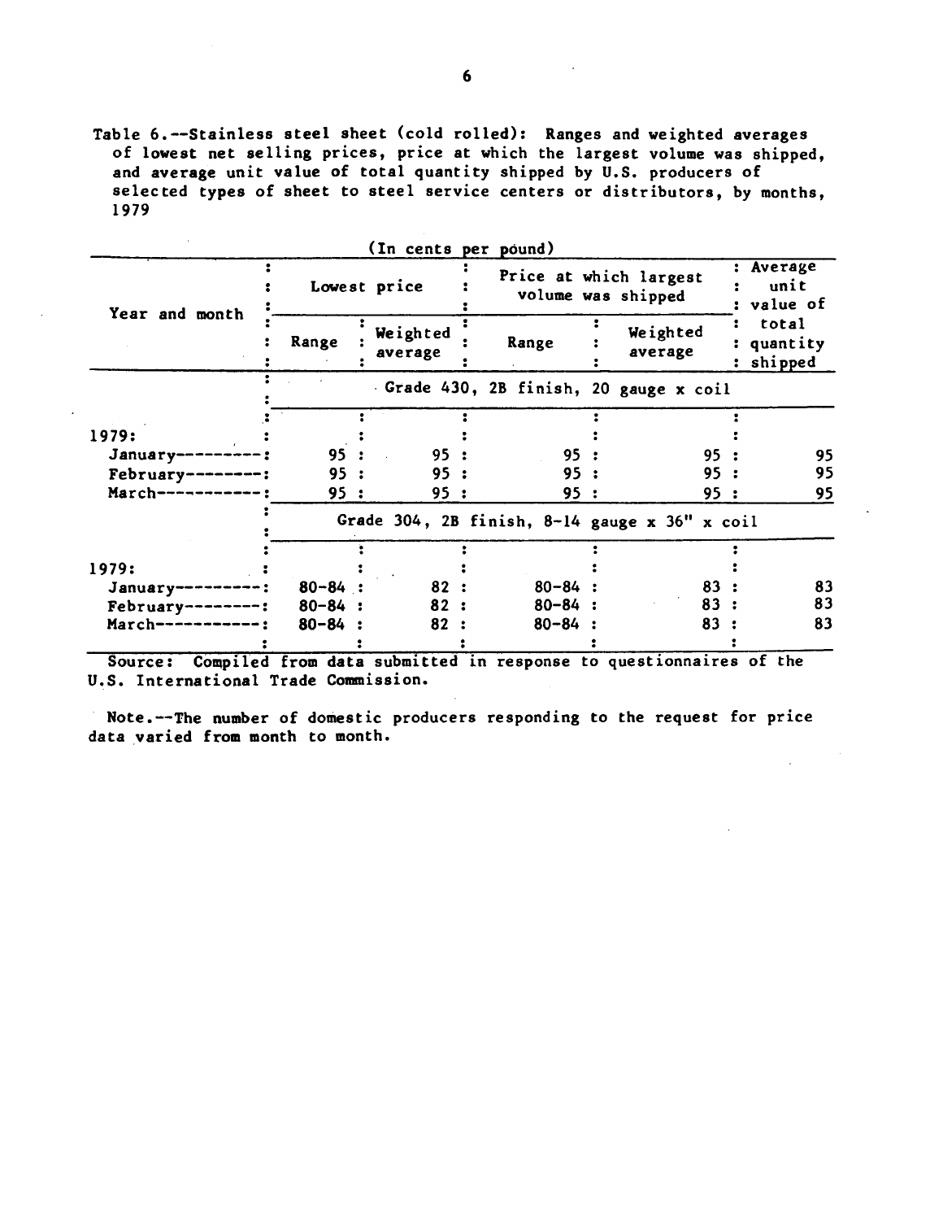Table 6.--Stainless steel sheet (cold rolled): Ranges and weighted averages of lowest net selling prices, price at which the largest volume was shipped, and average unit value of total quantity shipped by U.S. producers of selected types of sheet to steel service centers or distributors, by months, 1979

(In cents per pound)

| Year and month | Lowest price | | Price at which largest volume was shipped | | Average unit value of total quantity shipped |
|---|---|---|---|---|---|
| | Range | Weighted average | Range | Weighted average | |
| | Grade 430, 2B finish, 20 gauge x coil | | | | |
| 1979: | | | | | |
| January | 95 | 95 | 95 | 95 | 95 |
| February | 95 | 95 | 95 | 95 | 95 |
| March | 95 | 95 | 95 | 95 | 95 |
| | Grade 304, 2B finish, 8-14 gauge x 36" x coil | | | | |
| 1979: | | | | | |
| January | 80-84 | 82 | 80-84 | 83 | 83 |
| February | 80-84 | 82 | 80-84 | 83 | 83 |
| March | 80-84 | 82 | 80-84 | 83 | 83 |

Source: Compiled from data submitted in response to questionnaires of the U.S. International Trade Commission.

Note.--The number of domestic producers responding to the request for price data varied from month to month.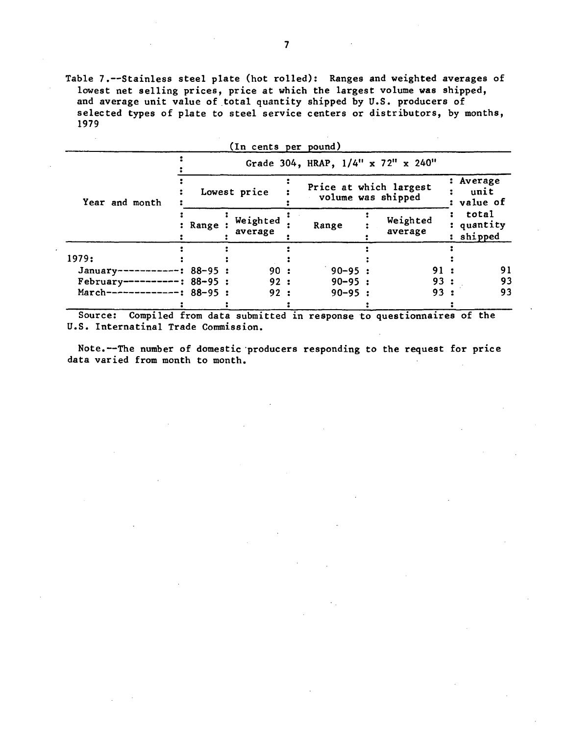Table 7.--Stainless steel plate (hot rolled): Ranges and weighted averages of lowest net selling prices, price at which the largest volume was shipped, and average unit value of total quantity shipped by U.S. producers of selected types of plate to steel service centers or distributors, by months, 1979

(In cents per pound)

| Year and month | Grade 304, HRAP, 1/4" x 72" x 240" | | | | |
|---|---|---|---|---|---|
| | Lowest price | | Price at which largest volume was shipped | | Average unit value of total quantity shipped |
| | Range | Weighted average | Range | Weighted average | |
| 1979: | | | | | |
| January | 88-95 | 90 | 90-95 | 91 | 91 |
| February | 88-95 | 92 | 90-95 | 93 | 93 |
| March | 88-95 | 92 | 90-95 | 93 | 93 |

Source: Compiled from data submitted in response to questionnaires of the U.S. Internatinal Trade Commission.

Note.--The number of domestic producers responding to the request for price data varied from month to month.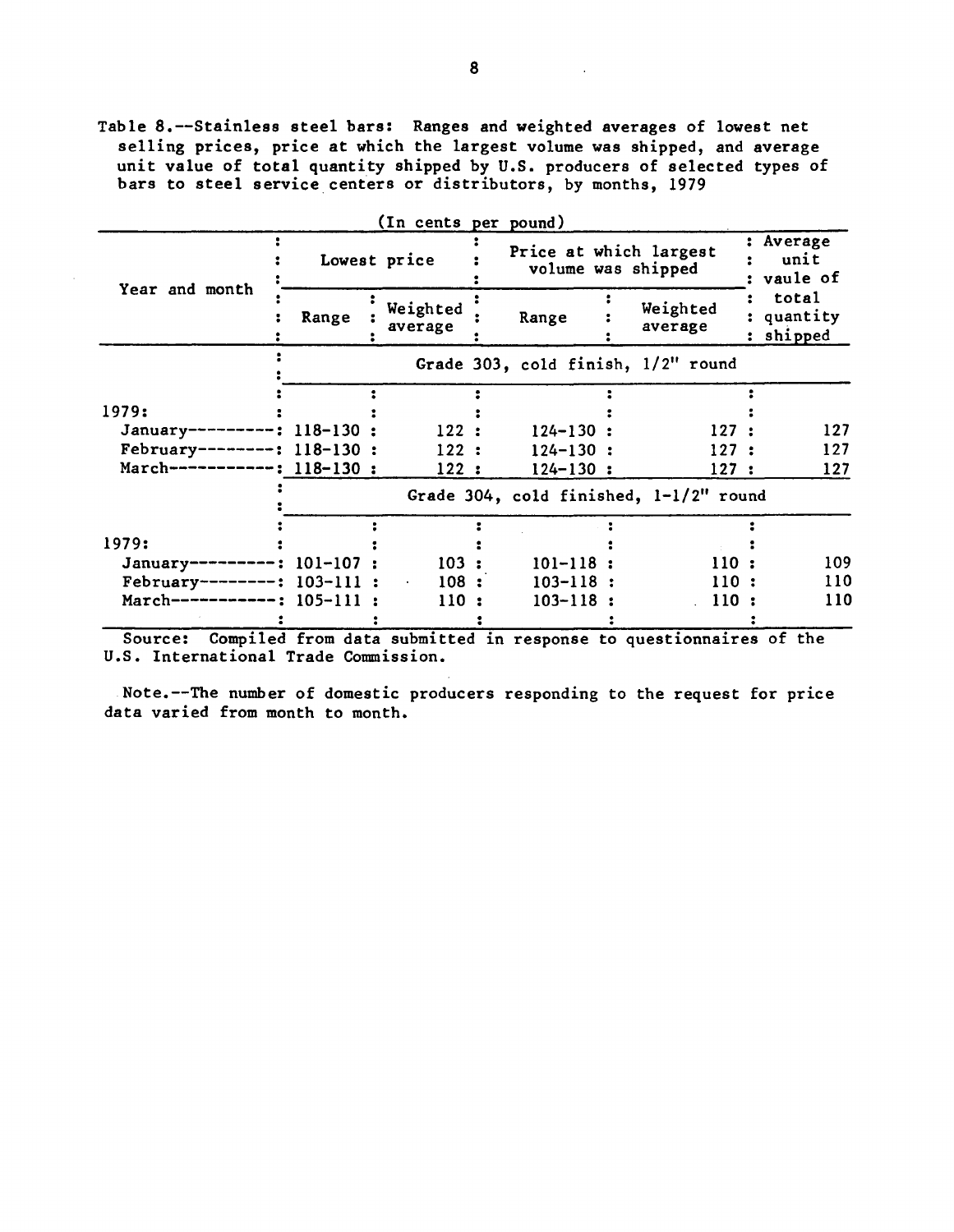Table 8.--Stainless steel bars: Ranges and weighted averages of lowest net selling prices, price at which the largest volume was shipped, and average unit value of total quantity shipped by U.S. producers of selected types of bars to steel service centers or distributors, by months, 1979

(In cents per pound)

| Year and month | Lowest price | | Price at which largest volume was shipped | | Average unit vaule of total quantity shipped |
|---|---|---|---|---|---|
| | Range | Weighted average | Range | Weighted average | |
| | Grade 303, cold finish, 1/2" round | | | | |
| 1979: | | | | | |
| January---------- | 118-130 | 122 | 124-130 | 127 | 127 |
| February--------- | 118-130 | 122 | 124-130 | 127 | 127 |
| March------------ | 118-130 | 122 | 124-130 | 127 | 127 |
| | Grade 304, cold finished, 1-1/2" round | | | | |
| 1979: | | | | | |
| January---------- | 101-107 | 103 | 101-118 | 110 | 109 |
| February--------- | 103-111 | 108 | 103-118 | 110 | 110 |
| March------------ | 105-111 | 110 | 103-118 | 110 | 110 |

Source: Compiled from data submitted in response to questionnaires of the U.S. International Trade Commission.

Note.--The number of domestic producers responding to the request for price data varied from month to month.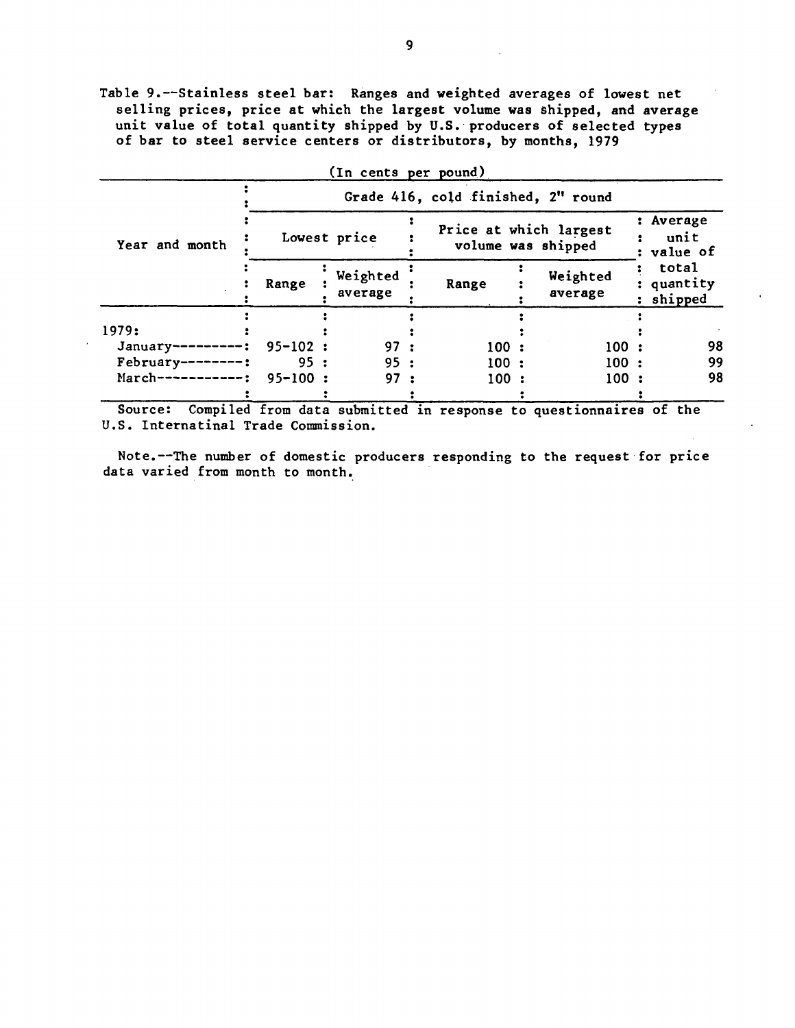Table 9.--Stainless steel bar: Ranges and weighted averages of lowest net selling prices, price at which the largest volume was shipped, and average unit value of total quantity shipped by U.S. producers of selected types of bar to steel service centers or distributors, by months, 1979

(In cents per pound)

| Year and month | Grade 416, cold finished, 2" round | | | | |
|---|---|---|---|---|---|
| | Lowest price | | Price at which largest volume was shipped | | Average unit value of total quantity shipped |
| | Range | Weighted average | Range | Weighted average | |
| 1979: | | | | | |
| January---------- | 95-102 | 97 | 100 | 100 | 98 |
| February--------- | 95 | 95 | 100 | 100 | 99 |
| March------------ | 95-100 | 97 | 100 | 100 | 98 |

Source: Compiled from data submitted in response to questionnaires of the U.S. Internatinal Trade Commission.

Note.--The number of domestic producers responding to the request for price data varied from month to month.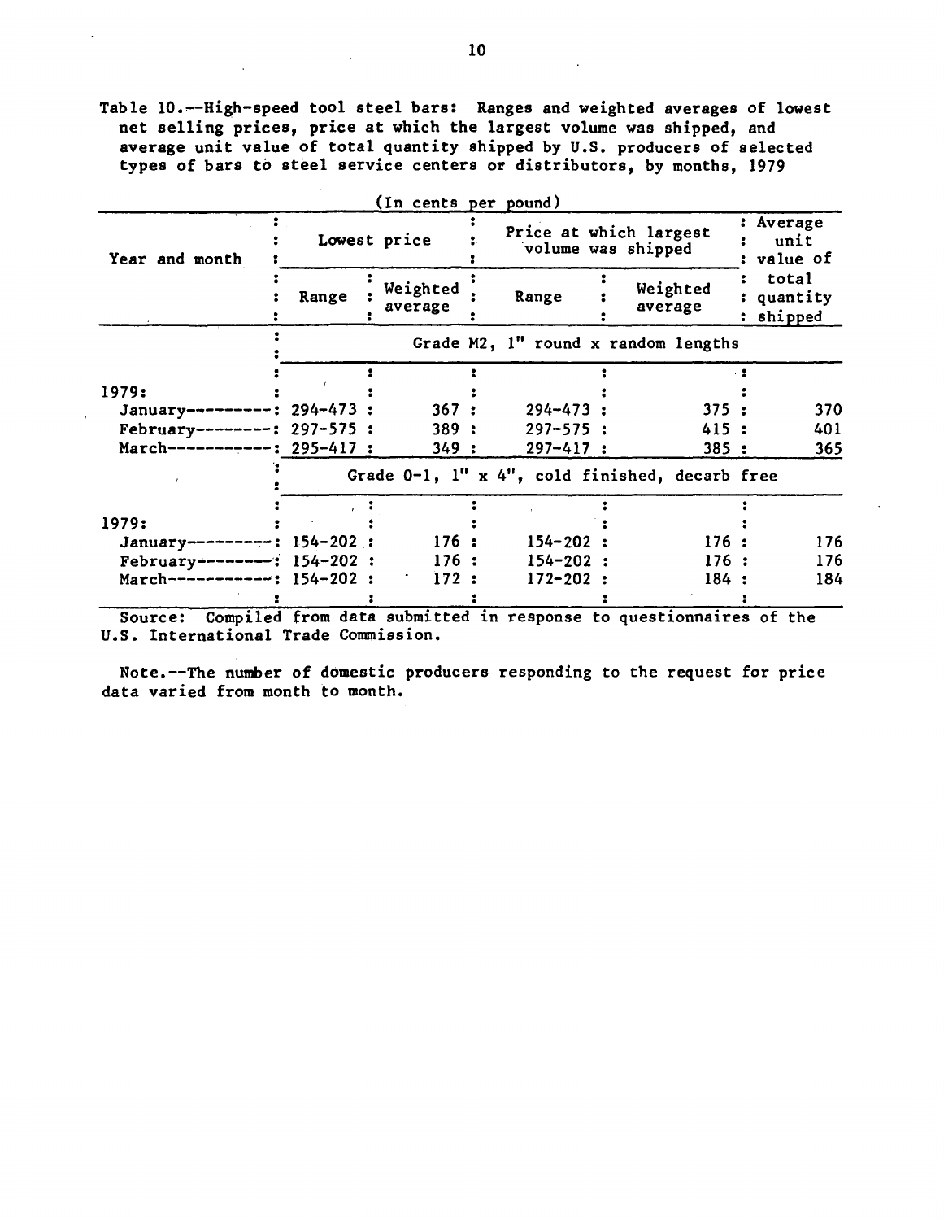Table 10.--High-speed tool steel bars: Ranges and weighted averages of lowest net selling prices, price at which the largest volume was shipped, and average unit value of total quantity shipped by U.S. producers of selected types of bars to steel service centers or distributors, by months, 1979

(In cents per pound)

| Year and month | Lowest price | | Price at which largest volume was shipped | | Average unit value of total quantity shipped |
|---|---|---|---|---|---|
| | Range | Weighted average | Range | Weighted average | |
| | Grade M2, 1" round x random lengths | | | | |
| 1979: | | | | | |
| January | 294-473 | 367 | 294-473 | 375 | 370 |
| February | 297-575 | 389 | 297-575 | 415 | 401 |
| March | 295-417 | 349 | 297-417 | 385 | 365 |
| | Grade O-1, 1" x 4", cold finished, decarb free | | | | |
| 1979: | | | | | |
| January | 154-202 | 176 | 154-202 | 176 | 176 |
| February | 154-202 | 176 | 154-202 | 176 | 176 |
| March | 154-202 | 172 | 172-202 | 184 | 184 |

Source: Compiled from data submitted in response to questionnaires of the U.S. International Trade Commission.

Note.--The number of domestic producers responding to the request for price data varied from month to month.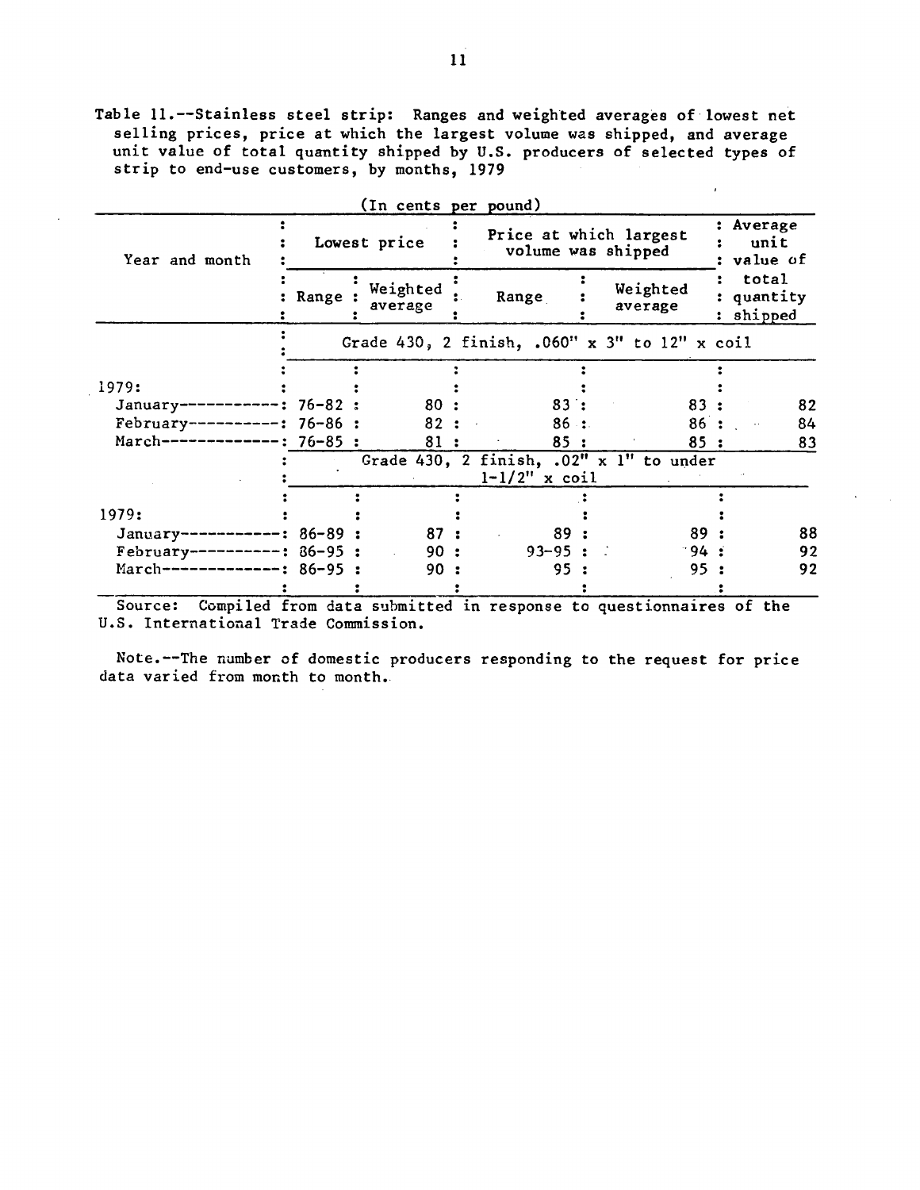Table 11.--Stainless steel strip: Ranges and weighted averages of lowest net selling prices, price at which the largest volume was shipped, and average unit value of total quantity shipped by U.S. producers of selected types of strip to end-use customers, by months, 1979

(In cents per pound)

| Year and month | Lowest price | | Price at which largest volume was shipped | | Average unit value of total quantity shipped |
|---|---|---|---|---|---|
| | Range | Weighted average | Range | Weighted average | |
| | Grade 430, 2 finish, .060" x 3" to 12" x coil | | | | |
| 1979: | | | | | |
| January | 76-82 | 80 | 83 | 83 | 82 |
| February | 76-86 | 82 | 86 | 86 | 84 |
| March | 76-85 | 81 | 85 | 85 | 83 |
| | Grade 430, 2 finish, .02" x 1" to under 1-1/2" x coil | | | | |
| 1979: | | | | | |
| January | 86-89 | 87 | 89 | 89 | 88 |
| February | 86-95 | 90 | 93-95 | 94 | 92 |
| March | 86-95 | 90 | 95 | 95 | 92 |

Source: Compiled from data submitted in response to questionnaires of the U.S. International Trade Commission.

Note.--The number of domestic producers responding to the request for price data varied from month to month.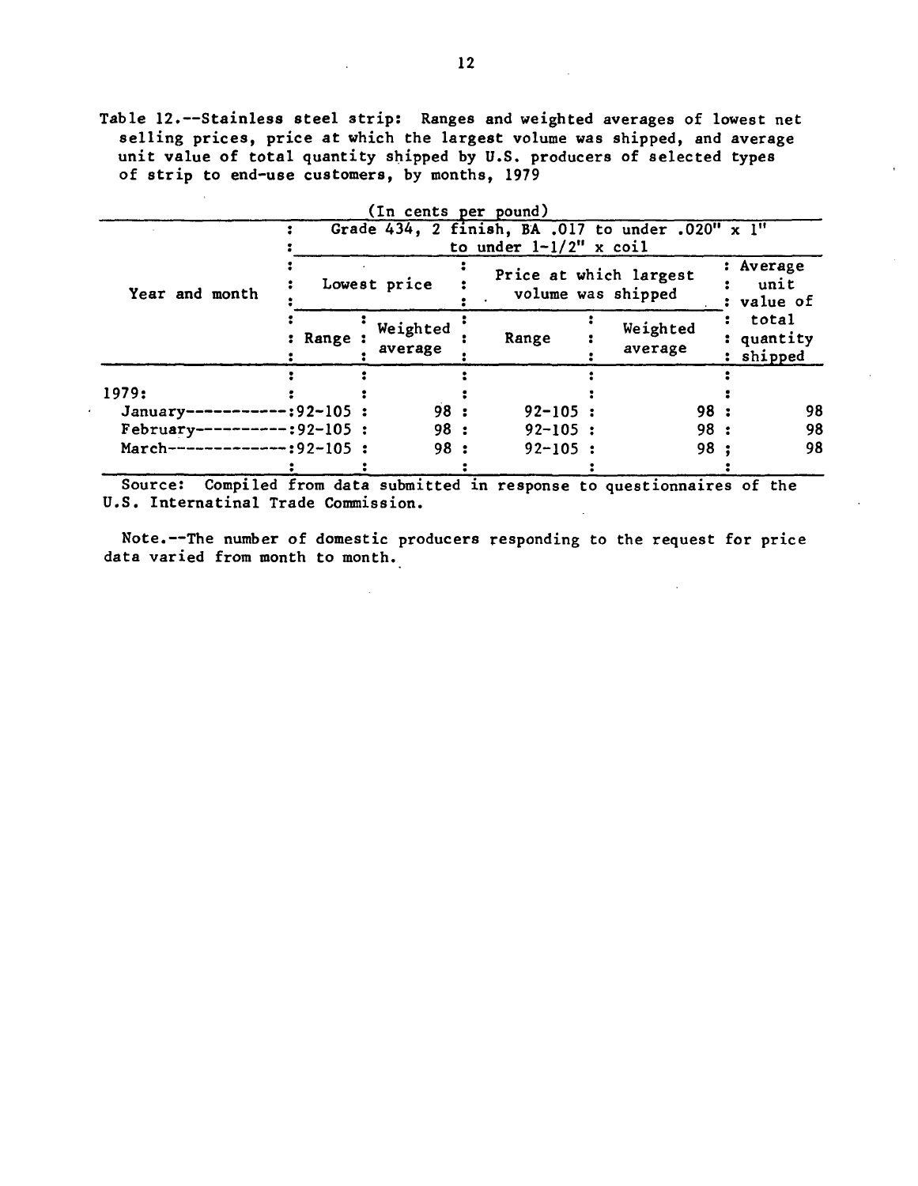Table 12.--Stainless steel strip: Ranges and weighted averages of lowest net selling prices, price at which the largest volume was shipped, and average unit value of total quantity shipped by U.S. producers of selected types of strip to end-use customers, by months, 1979

(In cents per pound)

| Year and month | Grade 434, 2 finish, BA .017 to under .020" x 1" to under 1-1/2" x coil | | | | |
|---|---|---|---|---|---|
| | Lowest price | | Price at which largest volume was shipped | | Average unit value of total quantity shipped |
| | Range | Weighted average | Range | Weighted average | |
| 1979: | | | | | |
| January | 92-105 | 98 | 92-105 | 98 | 98 |
| February | 92-105 | 98 | 92-105 | 98 | 98 |
| March | 92-105 | 98 | 92-105 | 98 | 98 |

Source: Compiled from data submitted in response to questionnaires of the U.S. Internatinal Trade Commission.

Note.--The number of domestic producers responding to the request for price data varied from month to month.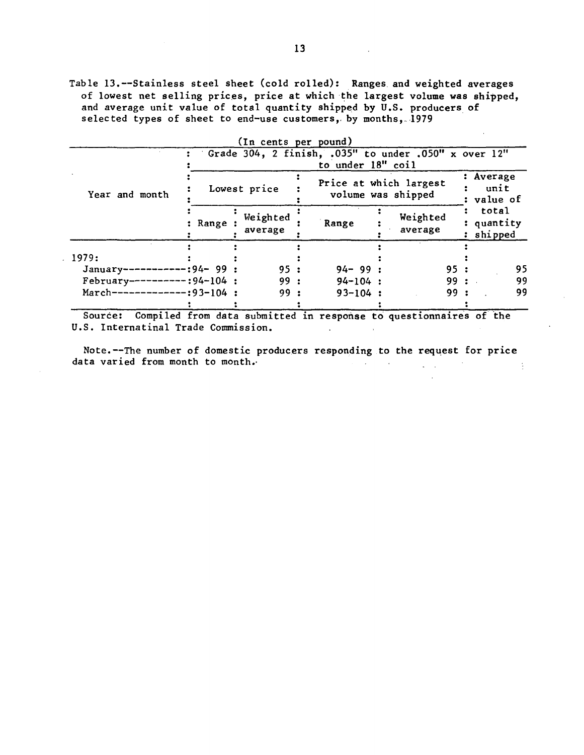Table 13.--Stainless steel sheet (cold rolled): Ranges and weighted averages of lowest net selling prices, price at which the largest volume was shipped, and average unit value of total quantity shipped by U.S. producers of selected types of sheet to end-use customers, by months, 1979

(In cents per pound)

| Year and month | Grade 304, 2 finish, .035" to under .050" x over 12" to under 18" coil | | | | |
|---|---|---|---|---|---|
| | Lowest price | | Price at which largest volume was shipped | | Average unit value of total quantity shipped |
| | Range | Weighted average | Range | Weighted average | |
| 1979: | | | | | |
| January | 94- 99 | 95 | 94- 99 | 95 | 95 |
| February | 94-104 | 99 | 94-104 | 99 | 99 |
| March | 93-104 | 99 | 93-104 | 99 | 99 |

Source: Compiled from data submitted in response to questionnaires of the U.S. Internatinal Trade Commission.

Note.--The number of domestic producers responding to the request for price data varied from month to month.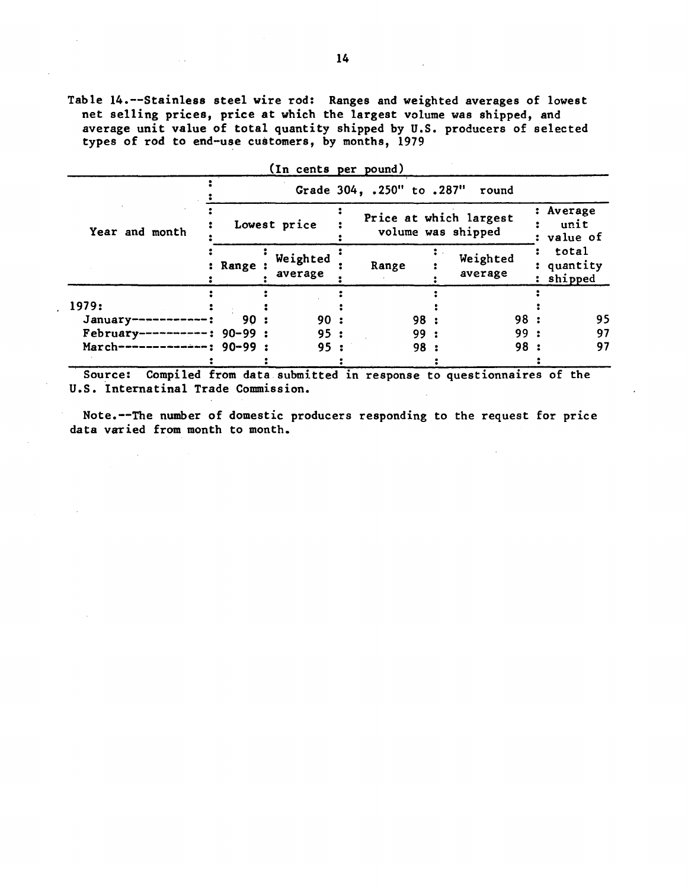Table 14.--Stainless steel wire rod: Ranges and weighted averages of lowest net selling prices, price at which the largest volume was shipped, and average unit value of total quantity shipped by U.S. producers of selected types of rod to end-use customers, by months, 1979

(In cents per pound)

| Year and month | Grade 304, .250" to .287" round | | | | |
|---|---|---|---|---|---|
| | Lowest price | | Price at which largest volume was shipped | | Average unit value of total quantity shipped |
| | Range | Weighted average | Range | Weighted average | |
| 1979: | | | | | |
| January | 90 | 90 | 98 | 98 | 95 |
| February | 90-99 | 95 | 99 | 99 | 97 |
| March | 90-99 | 95 | 98 | 98 | 97 |

Source: Compiled from data submitted in response to questionnaires of the U.S. Internatinal Trade Commission.

Note.--The number of domestic producers responding to the request for price data varied from month to month.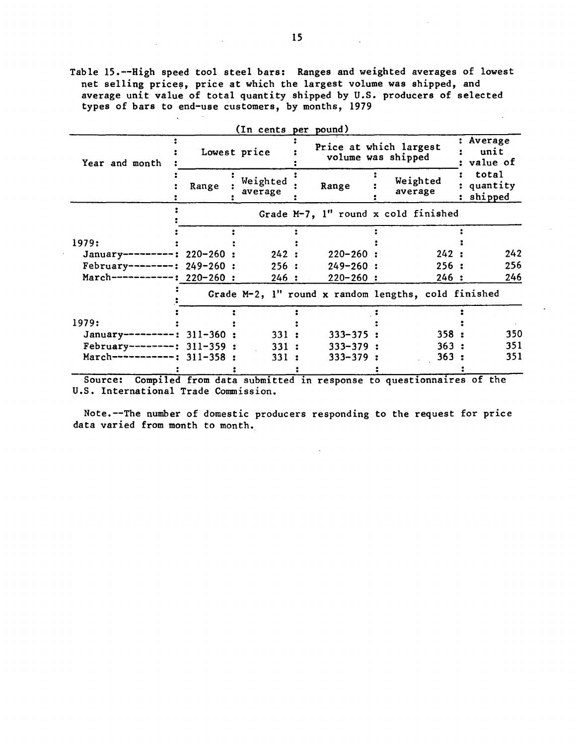Table 15.--High speed tool steel bars: Ranges and weighted averages of lowest net selling prices, price at which the largest volume was shipped, and average unit value of total quantity shipped by U.S. producers of selected types of bars to end-use customers, by months, 1979

(In cents per pound)

| Year and month | Lowest price | | Price at which largest volume was shipped | | Average unit value of total quantity shipped |
|---|---|---|---|---|---|
| | Range | Weighted average | Range | Weighted average | |
| | Grade M-7, 1" round x cold finished | | | | |
| 1979: | | | | | |
| January | 220-260 | 242 | 220-260 | 242 | 242 |
| February | 249-260 | 256 | 249-260 | 256 | 256 |
| March | 220-260 | 246 | 220-260 | 246 | 246 |
| | Grade M-2, 1" round x random lengths, cold finished | | | | |
| 1979: | | | | | |
| January | 311-360 | 331 | 333-375 | 358 | 350 |
| February | 311-359 | 331 | 333-379 | 363 | 351 |
| March | 311-358 | 331 | 333-379 | 363 | 351 |

Source: Compiled from data submitted in response to questionnaires of the U.S. International Trade Commission.

Note.--The number of domestic producers responding to the request for price data varied from month to month.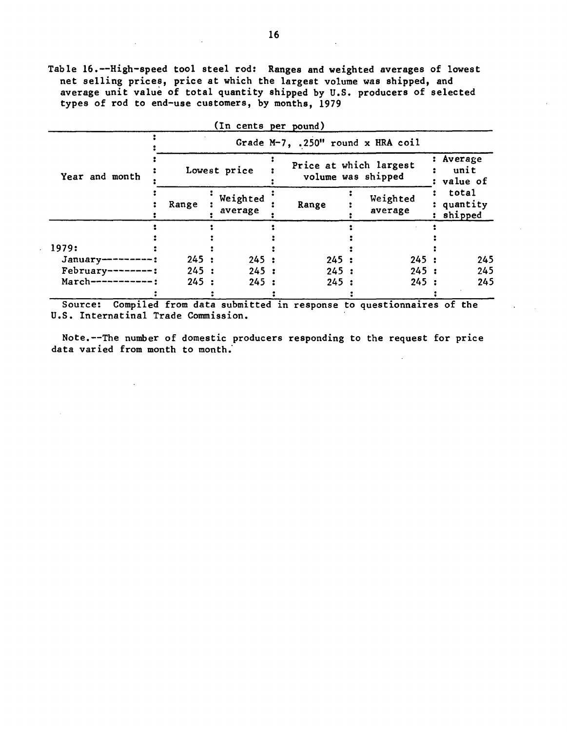Table 16.--High-speed tool steel rod: Ranges and weighted averages of lowest net selling prices, price at which the largest volume was shipped, and average unit value of total quantity shipped by U.S. producers of selected types of rod to end-use customers, by months, 1979

(In cents per pound)

| Year and month | Grade M-7, .250" round x HRA coil | | | | |
|---|---|---|---|---|---|
| | Lowest price | | Price at which largest volume was shipped | | Average unit value of total quantity shipped |
| | Range | Weighted average | Range | Weighted average | |
| 1979: | | | | | |
| January---------- | 245 | 245 | 245 | 245 | 245 |
| February--------- | 245 | 245 | 245 | 245 | 245 |
| March------------ | 245 | 245 | 245 | 245 | 245 |

Source: Compiled from data submitted in response to questionnaires of the U.S. Internatinal Trade Commission.

Note.--The number of domestic producers responding to the request for price data varied from month to month.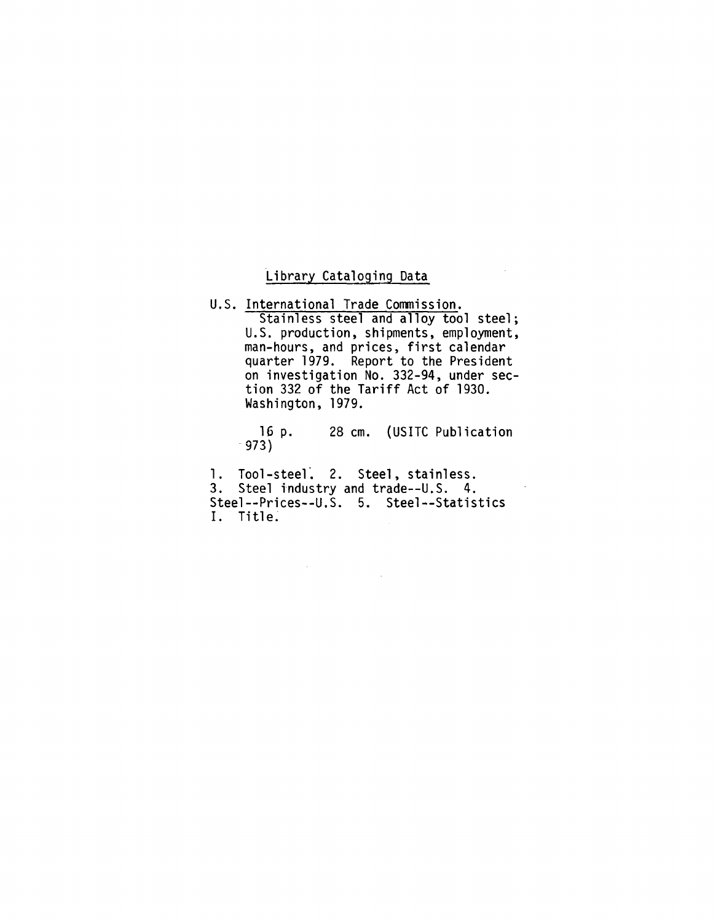Library Cataloging Data

U.S. International Trade Commission.
Stainless steel and alloy tool steel; U.S. production, shipments, employment, man-hours, and prices, first calendar quarter 1979. Report to the President on investigation No. 332-94, under section 332 of the Tariff Act of 1930. Washington, 1979.

16 p. 28 cm. (USITC Publication 973)

1. Tool-steel. 2. Steel, stainless. 3. Steel industry and trade--U.S. 4. Steel--Prices--U.S. 5. Steel--Statistics I. Title.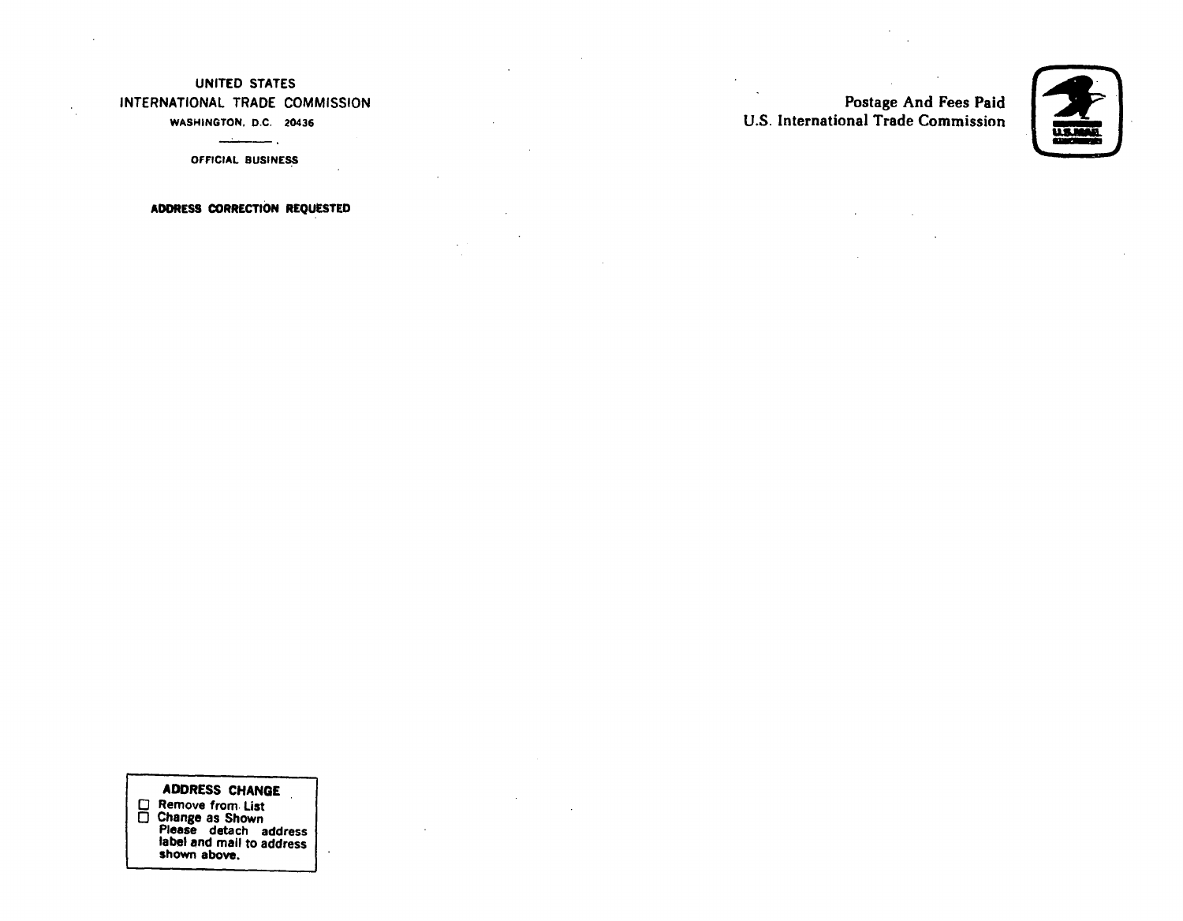UNITED STATES
INTERNATIONAL TRADE COMMISSION
WASHINGTON, D.C. 20436

OFFICIAL BUSINESS

**ADDRESS CORRECTION REQUESTED**

Postage And Fees Paid
U.S. International Trade Commission

**ADDRESS CHANGE**

- ☐ Remove from List
- ☐ Change as Shown

Please detach address label and mail to address shown above.